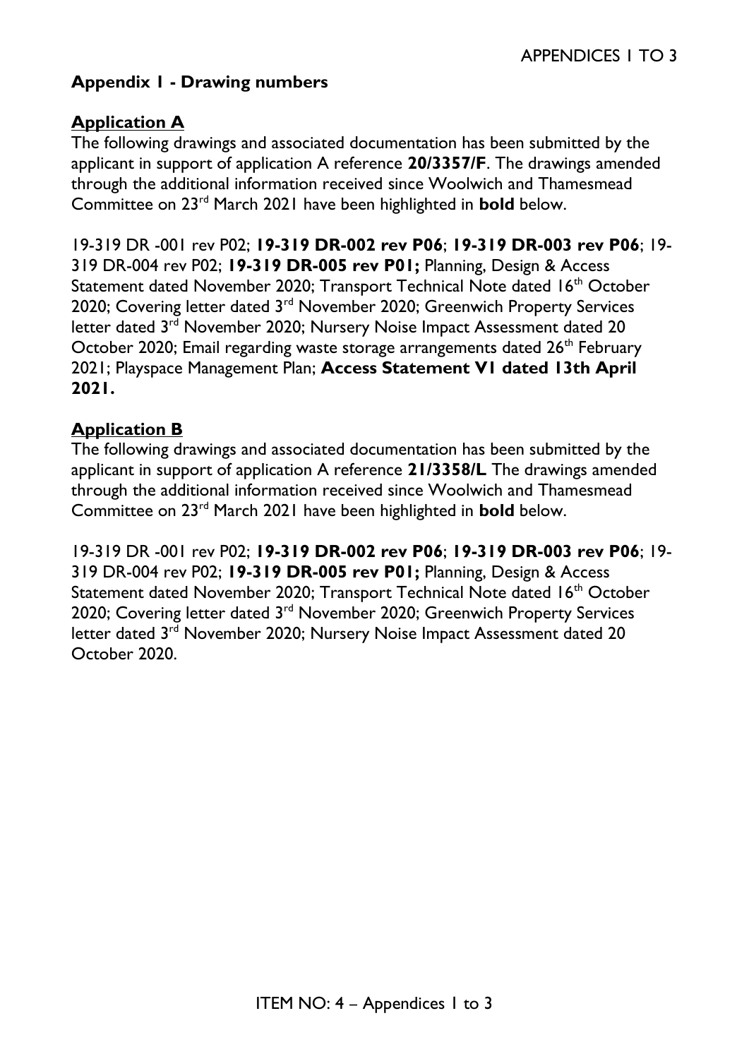## Appendix 1 - Drawing numbers

### Application A

The following drawings and associated documentation has been submitted by the applicant in support of application A reference **20/3357/F**. The drawings amended through the additional information received since Woolwich and Thamesmead Committee on 23rd March 2021 have been highlighted in **bold** below.

19-319 DR -001 rev P02; **19-319 DR-002 rev P06**; **19-319 DR-003 rev P06**; 19-319 DR-004 rev P02; **19-319 DR-005 rev P01;** Planning, Design & Access Statement dated November 2020; Transport Technical Note dated 16th October 2020; Covering letter dated 3rd November 2020; Greenwich Property Services letter dated 3rd November 2020; Nursery Noise Impact Assessment dated 20 October 2020; Email regarding waste storage arrangements dated 26th February 2021; Playspace Management Plan; **Access Statement V1 dated 13th April 2021.**

### Application B

The following drawings and associated documentation has been submitted by the applicant in support of application A reference **21/3358/L** The drawings amended through the additional information received since Woolwich and Thamesmead Committee on 23rd March 2021 have been highlighted in **bold** below.

19-319 DR -001 rev P02; **19-319 DR-002 rev P06**; **19-319 DR-003 rev P06**; 19-319 DR-004 rev P02; **19-319 DR-005 rev P01;** Planning, Design & Access Statement dated November 2020; Transport Technical Note dated 16th October 2020; Covering letter dated 3rd November 2020; Greenwich Property Services letter dated 3rd November 2020; Nursery Noise Impact Assessment dated 20 October 2020.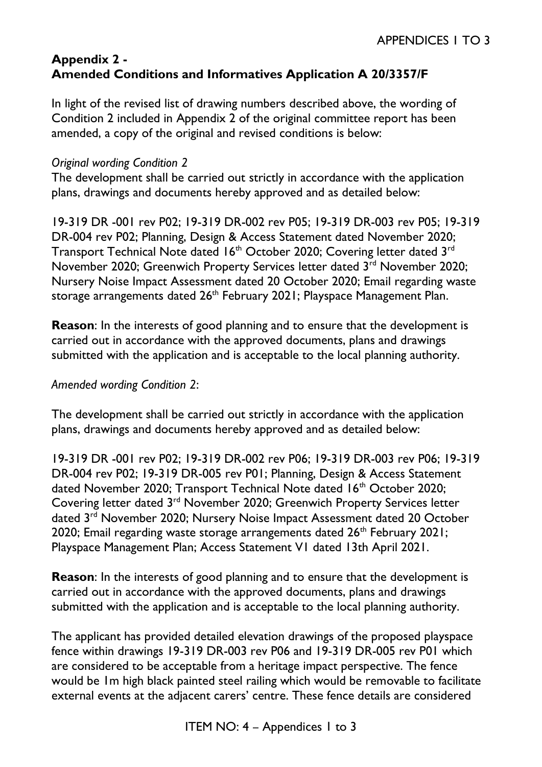## Appendix 2 - Amended Conditions and Informatives Application A 20/3357/F

In light of the revised list of drawing numbers described above, the wording of Condition 2 included in Appendix 2 of the original committee report has been amended, a copy of the original and revised conditions is below:

*Original wording Condition 2*

The development shall be carried out strictly in accordance with the application plans, drawings and documents hereby approved and as detailed below:

19-319 DR -001 rev P02; 19-319 DR-002 rev P05; 19-319 DR-003 rev P05; 19-319 DR-004 rev P02; Planning, Design & Access Statement dated November 2020; Transport Technical Note dated 16th October 2020; Covering letter dated 3rd November 2020; Greenwich Property Services letter dated 3rd November 2020; Nursery Noise Impact Assessment dated 20 October 2020; Email regarding waste storage arrangements dated 26th February 2021; Playspace Management Plan.

**Reason**: In the interests of good planning and to ensure that the development is carried out in accordance with the approved documents, plans and drawings submitted with the application and is acceptable to the local planning authority.

*Amended wording Condition 2*:

The development shall be carried out strictly in accordance with the application plans, drawings and documents hereby approved and as detailed below:

19-319 DR -001 rev P02; 19-319 DR-002 rev P06; 19-319 DR-003 rev P06; 19-319 DR-004 rev P02; 19-319 DR-005 rev P01; Planning, Design & Access Statement dated November 2020; Transport Technical Note dated 16th October 2020; Covering letter dated 3rd November 2020; Greenwich Property Services letter dated 3rd November 2020; Nursery Noise Impact Assessment dated 20 October 2020; Email regarding waste storage arrangements dated 26th February 2021; Playspace Management Plan; Access Statement V1 dated 13th April 2021.

**Reason**: In the interests of good planning and to ensure that the development is carried out in accordance with the approved documents, plans and drawings submitted with the application and is acceptable to the local planning authority.

The applicant has provided detailed elevation drawings of the proposed playspace fence within drawings 19-319 DR-003 rev P06 and 19-319 DR-005 rev P01 which are considered to be acceptable from a heritage impact perspective. The fence would be 1m high black painted steel railing which would be removable to facilitate external events at the adjacent carers' centre. These fence details are considered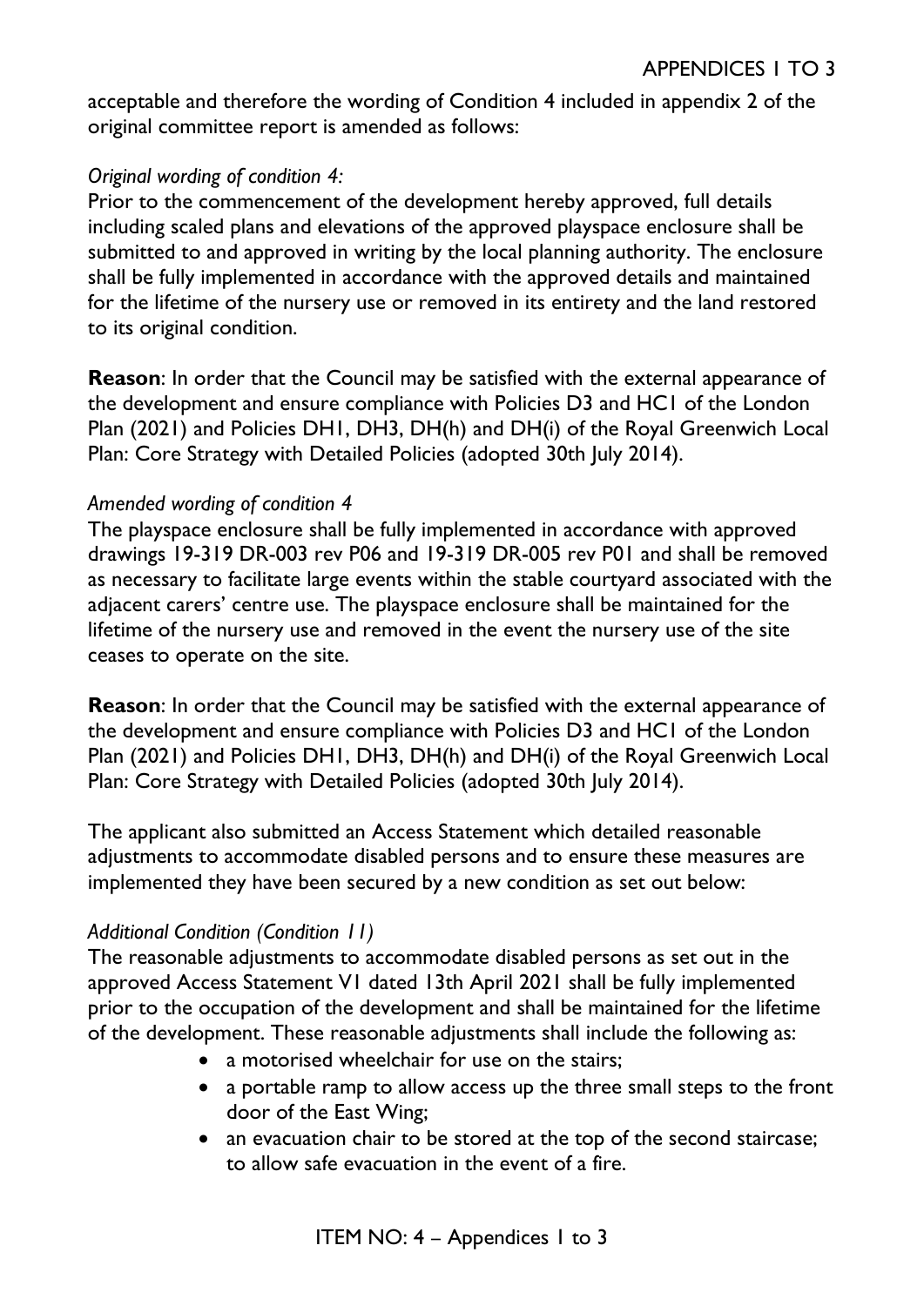acceptable and therefore the wording of Condition 4 included in appendix 2 of the original committee report is amended as follows:

*Original wording of condition 4:*

Prior to the commencement of the development hereby approved, full details including scaled plans and elevations of the approved playspace enclosure shall be submitted to and approved in writing by the local planning authority. The enclosure shall be fully implemented in accordance with the approved details and maintained for the lifetime of the nursery use or removed in its entirety and the land restored to its original condition.

**Reason**: In order that the Council may be satisfied with the external appearance of the development and ensure compliance with Policies D3 and HC1 of the London Plan (2021) and Policies DH1, DH3, DH(h) and DH(i) of the Royal Greenwich Local Plan: Core Strategy with Detailed Policies (adopted 30th July 2014).

*Amended wording of condition 4*

The playspace enclosure shall be fully implemented in accordance with approved drawings 19-319 DR-003 rev P06 and 19-319 DR-005 rev P01 and shall be removed as necessary to facilitate large events within the stable courtyard associated with the adjacent carers' centre use. The playspace enclosure shall be maintained for the lifetime of the nursery use and removed in the event the nursery use of the site ceases to operate on the site.

**Reason**: In order that the Council may be satisfied with the external appearance of the development and ensure compliance with Policies D3 and HC1 of the London Plan (2021) and Policies DH1, DH3, DH(h) and DH(i) of the Royal Greenwich Local Plan: Core Strategy with Detailed Policies (adopted 30th July 2014).

The applicant also submitted an Access Statement which detailed reasonable adjustments to accommodate disabled persons and to ensure these measures are implemented they have been secured by a new condition as set out below:

*Additional Condition (Condition 11)*

The reasonable adjustments to accommodate disabled persons as set out in the approved Access Statement V1 dated 13th April 2021 shall be fully implemented prior to the occupation of the development and shall be maintained for the lifetime of the development. These reasonable adjustments shall include the following as:

- a motorised wheelchair for use on the stairs;
- a portable ramp to allow access up the three small steps to the front door of the East Wing;
- an evacuation chair to be stored at the top of the second staircase; to allow safe evacuation in the event of a fire.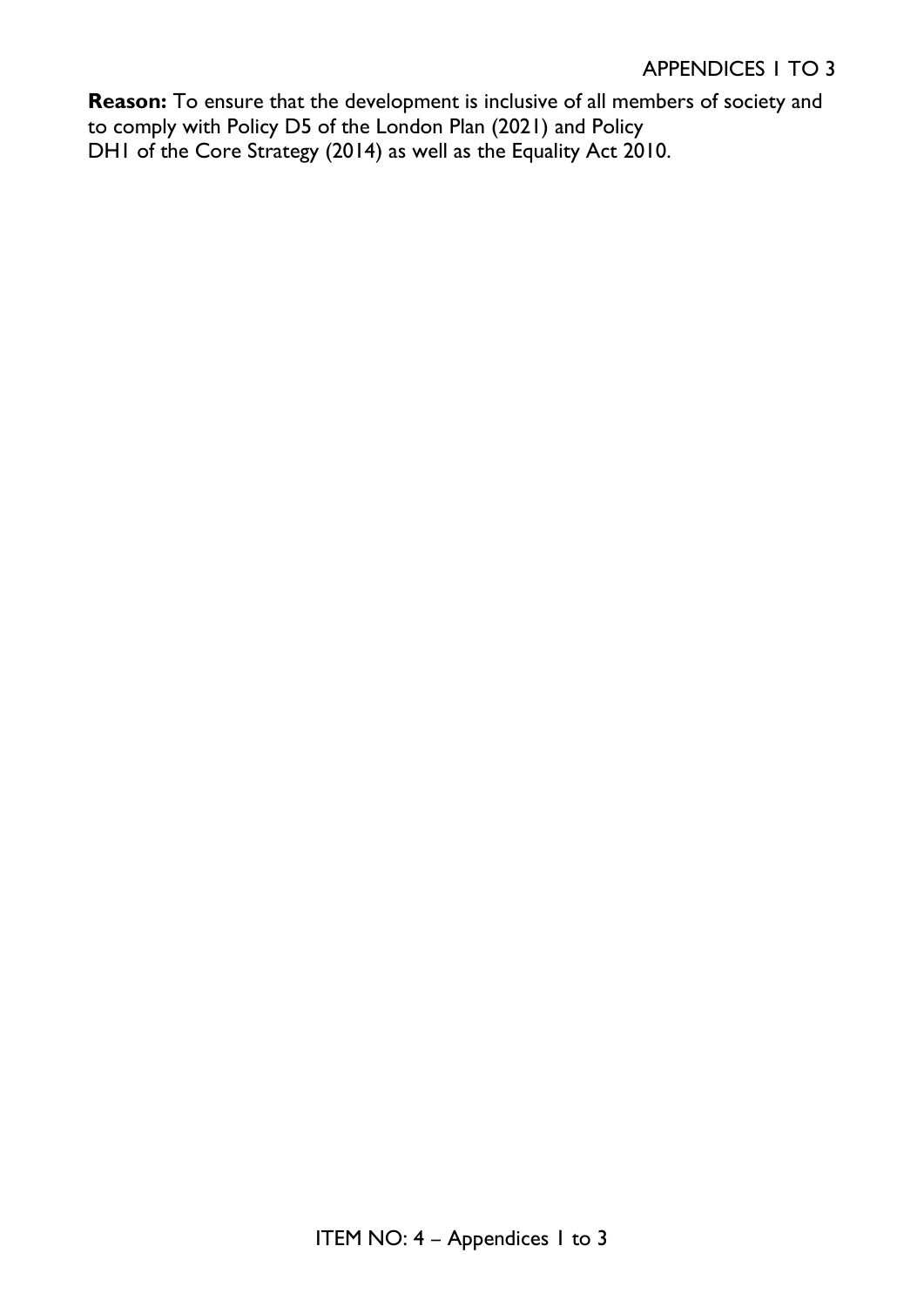**Reason:** To ensure that the development is inclusive of all members of society and to comply with Policy D5 of the London Plan (2021) and Policy DH1 of the Core Strategy (2014) as well as the Equality Act 2010.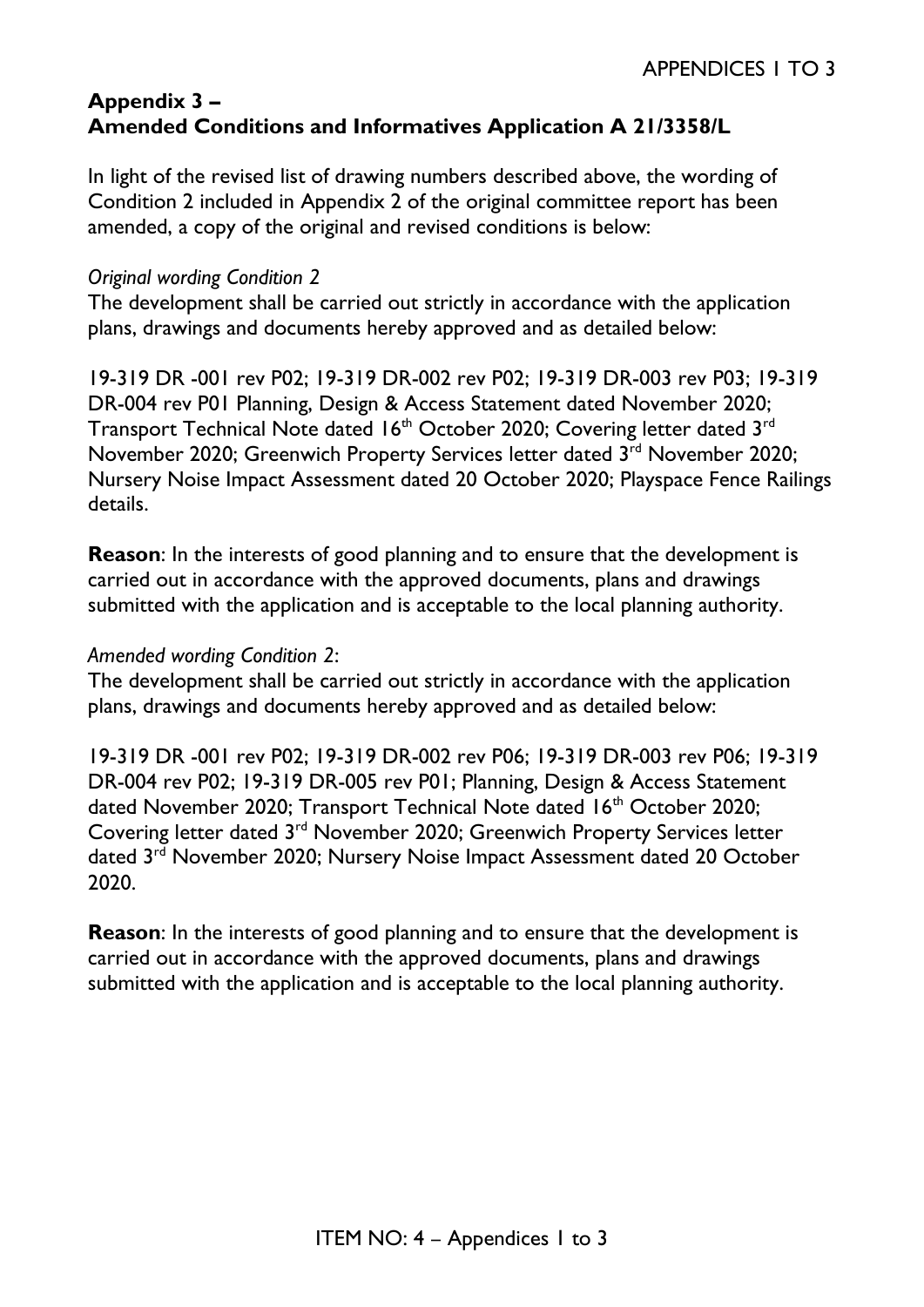## Appendix 3 – Amended Conditions and Informatives Application A 21/3358/L

In light of the revised list of drawing numbers described above, the wording of Condition 2 included in Appendix 2 of the original committee report has been amended, a copy of the original and revised conditions is below:

*Original wording Condition 2*

The development shall be carried out strictly in accordance with the application plans, drawings and documents hereby approved and as detailed below:

19-319 DR -001 rev P02; 19-319 DR-002 rev P02; 19-319 DR-003 rev P03; 19-319 DR-004 rev P01 Planning, Design & Access Statement dated November 2020; Transport Technical Note dated 16th October 2020; Covering letter dated 3rd November 2020; Greenwich Property Services letter dated 3rd November 2020; Nursery Noise Impact Assessment dated 20 October 2020; Playspace Fence Railings details.

**Reason**: In the interests of good planning and to ensure that the development is carried out in accordance with the approved documents, plans and drawings submitted with the application and is acceptable to the local planning authority.

*Amended wording Condition 2*:

The development shall be carried out strictly in accordance with the application plans, drawings and documents hereby approved and as detailed below:

19-319 DR -001 rev P02; 19-319 DR-002 rev P06; 19-319 DR-003 rev P06; 19-319 DR-004 rev P02; 19-319 DR-005 rev P01; Planning, Design & Access Statement dated November 2020; Transport Technical Note dated 16th October 2020; Covering letter dated 3rd November 2020; Greenwich Property Services letter dated 3rd November 2020; Nursery Noise Impact Assessment dated 20 October 2020.

**Reason**: In the interests of good planning and to ensure that the development is carried out in accordance with the approved documents, plans and drawings submitted with the application and is acceptable to the local planning authority.